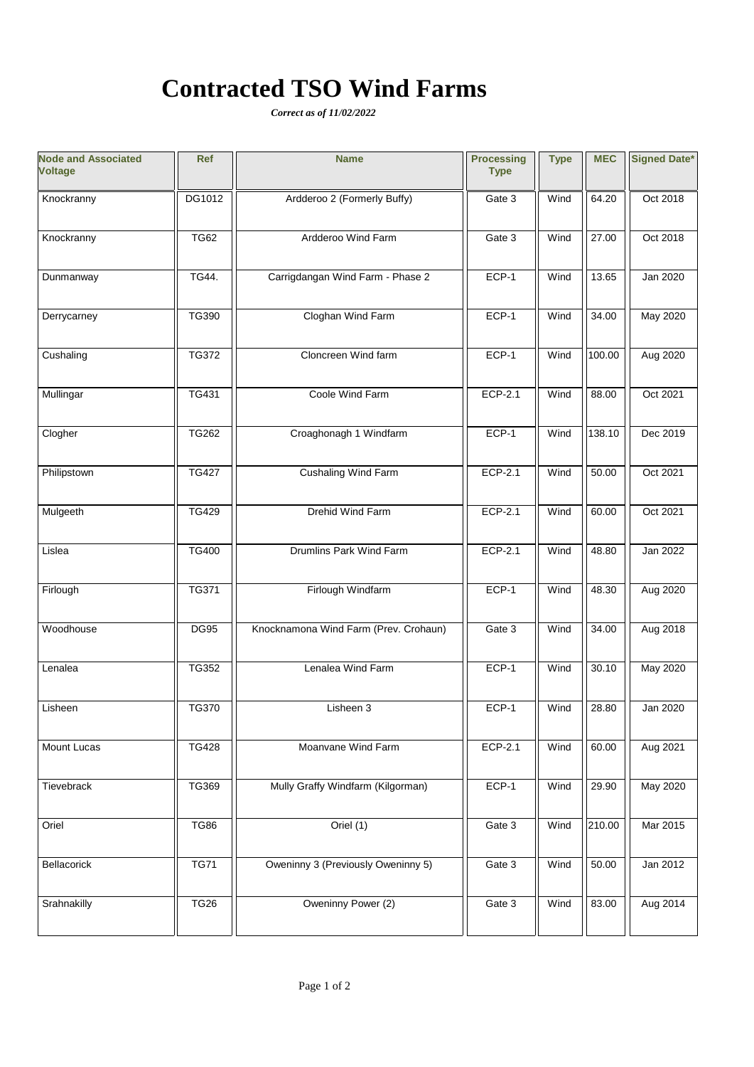# Contracted TSO Wind Farms

***Correct as of 11/02/2022***

| Node and Associated Voltage | Ref | Name | Processing Type | Type | MEC | Signed Date* |
|---|---|---|---|---|---|---|
| Knockranny | DG1012 | Ardderoo 2 (Formerly Buffy) | Gate 3 | Wind | 64.20 | Oct 2018 |
| Knockranny | TG62 | Ardderoo Wind Farm | Gate 3 | Wind | 27.00 | Oct 2018 |
| Dunmanway | TG44. | Carrigdangan Wind Farm - Phase 2 | ECP-1 | Wind | 13.65 | Jan 2020 |
| Derrycarney | TG390 | Cloghan Wind Farm | ECP-1 | Wind | 34.00 | May 2020 |
| Cushaling | TG372 | Cloncreen Wind farm | ECP-1 | Wind | 100.00 | Aug 2020 |
| Mullingar | TG431 | Coole Wind Farm | ECP-2.1 | Wind | 88.00 | Oct 2021 |
| Clogher | TG262 | Croaghonagh 1 Windfarm | ECP-1 | Wind | 138.10 | Dec 2019 |
| Philipstown | TG427 | Cushaling Wind Farm | ECP-2.1 | Wind | 50.00 | Oct 2021 |
| Mulgeeth | TG429 | Drehid Wind Farm | ECP-2.1 | Wind | 60.00 | Oct 2021 |
| Lislea | TG400 | Drumlins Park Wind Farm | ECP-2.1 | Wind | 48.80 | Jan 2022 |
| Firlough | TG371 | Firlough Windfarm | ECP-1 | Wind | 48.30 | Aug 2020 |
| Woodhouse | DG95 | Knocknamona Wind Farm (Prev. Crohaun) | Gate 3 | Wind | 34.00 | Aug 2018 |
| Lenalea | TG352 | Lenalea Wind Farm | ECP-1 | Wind | 30.10 | May 2020 |
| Lisheen | TG370 | Lisheen 3 | ECP-1 | Wind | 28.80 | Jan 2020 |
| Mount Lucas | TG428 | Moanvane Wind Farm | ECP-2.1 | Wind | 60.00 | Aug 2021 |
| Tievebrack | TG369 | Mully Graffy Windfarm (Kilgorman) | ECP-1 | Wind | 29.90 | May 2020 |
| Oriel | TG86 | Oriel (1) | Gate 3 | Wind | 210.00 | Mar 2015 |
| Bellacorick | TG71 | Oweninny 3 (Previously Oweninny 5) | Gate 3 | Wind | 50.00 | Jan 2012 |
| Srahnakilly | TG26 | Oweninny Power (2) | Gate 3 | Wind | 83.00 | Aug 2014 |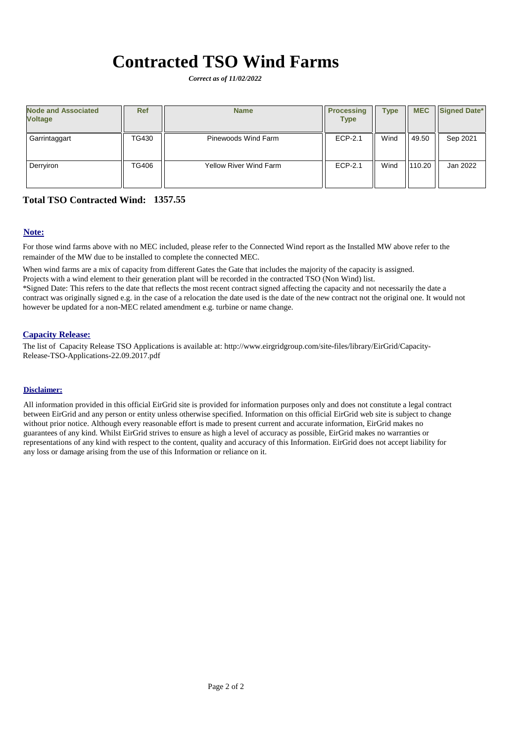# Contracted TSO Wind Farms

***Correct as of 11/02/2022***

| Node and Associated Voltage | Ref | Name | Processing Type | Type | MEC | Signed Date* |
|---|---|---|---|---|---|---|
| Garrintaggart | TG430 | Pinewoods Wind Farm | ECP-2.1 | Wind | 49.50 | Sep 2021 |
| Derryiron | TG406 | Yellow River Wind Farm | ECP-2.1 | Wind | 110.20 | Jan 2022 |

**Total TSO Contracted Wind: 1357.55**

**Note:**

For those wind farms above with no MEC included, please refer to the Connected Wind report as the Installed MW above refer to the remainder of the MW due to be installed to complete the connected MEC.

When wind farms are a mix of capacity from different Gates the Gate that includes the majority of the capacity is assigned.
Projects with a wind element to their generation plant will be recorded in the contracted TSO (Non Wind) list.
*Signed Date: This refers to the date that reflects the most recent contract signed affecting the capacity and not necessarily the date a contract was originally signed e.g. in the case of a relocation the date used is the date of the new contract not the original one. It would not however be updated for a non-MEC related amendment e.g. turbine or name change.

**Capacity Release:**

The list of Capacity Release TSO Applications is available at: http://www.eirgridgroup.com/site-files/library/EirGrid/Capacity-Release-TSO-Applications-22.09.2017.pdf

**Disclaimer:**

All information provided in this official EirGrid site is provided for information purposes only and does not constitute a legal contract between EirGrid and any person or entity unless otherwise specified. Information on this official EirGrid web site is subject to change without prior notice. Although every reasonable effort is made to present current and accurate information, EirGrid makes no guarantees of any kind. Whilst EirGrid strives to ensure as high a level of accuracy as possible, EirGrid makes no warranties or representations of any kind with respect to the content, quality and accuracy of this Information. EirGrid does not accept liability for any loss or damage arising from the use of this Information or reliance on it.